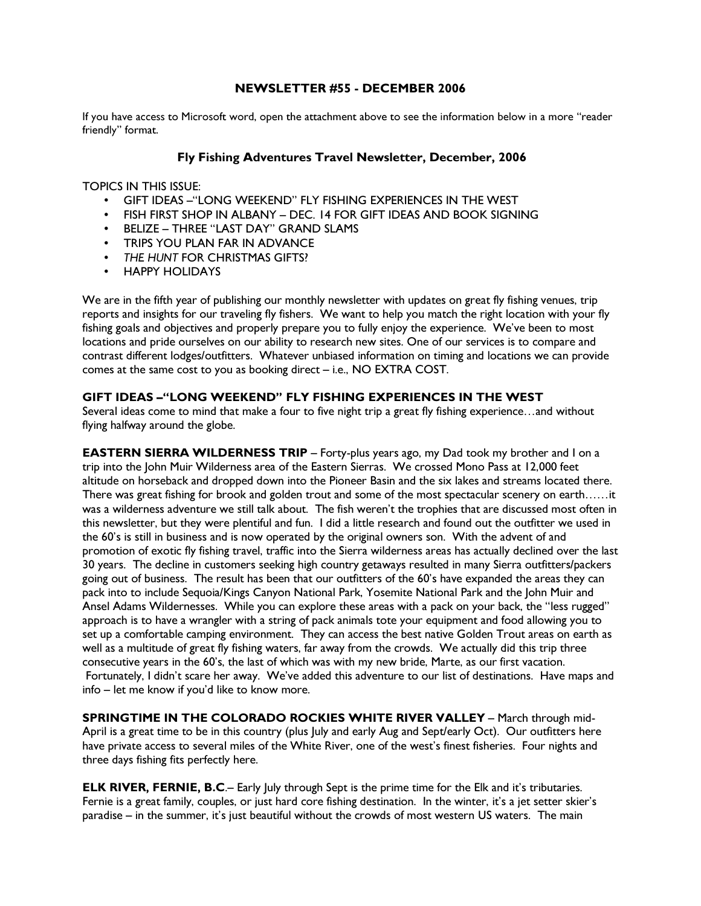## NEWSLETTER #55 - DECEMBER 2006

If you have access to Microsoft word, open the attachment above to see the information below in a more "reader friendly" format.

### Fly Fishing Adventures Travel Newsletter, December, 2006

TOPICS IN THIS ISSUE:

- GIFT IDEAS –"LONG WEEKEND" FLY FISHING EXPERIENCES IN THE WEST
- FISH FIRST SHOP IN ALBANY – DEC. 14 FOR GIFT IDEAS AND BOOK SIGNING
- BELIZE – THREE "LAST DAY" GRAND SLAMS
- TRIPS YOU PLAN FAR IN ADVANCE
- *THE HUNT* FOR CHRISTMAS GIFTS?
- HAPPY HOLIDAYS

We are in the fifth year of publishing our monthly newsletter with updates on great fly fishing venues, trip reports and insights for our traveling fly fishers. We want to help you match the right location with your fly fishing goals and objectives and properly prepare you to fully enjoy the experience. We've been to most locations and pride ourselves on our ability to research new sites. One of our services is to compare and contrast different lodges/outfitters. Whatever unbiased information on timing and locations we can provide comes at the same cost to you as booking direct – i.e., NO EXTRA COST.

### GIFT IDEAS –"LONG WEEKEND" FLY FISHING EXPERIENCES IN THE WEST

Several ideas come to mind that make a four to five night trip a great fly fishing experience…and without flying halfway around the globe.

**EASTERN SIERRA WILDERNESS TRIP** – Forty-plus years ago, my Dad took my brother and I on a trip into the John Muir Wilderness area of the Eastern Sierras. We crossed Mono Pass at 12,000 feet altitude on horseback and dropped down into the Pioneer Basin and the six lakes and streams located there. There was great fishing for brook and golden trout and some of the most spectacular scenery on earth……it was a wilderness adventure we still talk about. The fish weren't the trophies that are discussed most often in this newsletter, but they were plentiful and fun. I did a little research and found out the outfitter we used in the 60's is still in business and is now operated by the original owners son. With the advent of and promotion of exotic fly fishing travel, traffic into the Sierra wilderness areas has actually declined over the last 30 years. The decline in customers seeking high country getaways resulted in many Sierra outfitters/packers going out of business. The result has been that our outfitters of the 60's have expanded the areas they can pack into to include Sequoia/Kings Canyon National Park, Yosemite National Park and the John Muir and Ansel Adams Wildernesses. While you can explore these areas with a pack on your back, the "less rugged" approach is to have a wrangler with a string of pack animals tote your equipment and food allowing you to set up a comfortable camping environment. They can access the best native Golden Trout areas on earth as well as a multitude of great fly fishing waters, far away from the crowds. We actually did this trip three consecutive years in the 60's, the last of which was with my new bride, Marte, as our first vacation. Fortunately, I didn't scare her away. We've added this adventure to our list of destinations. Have maps and info – let me know if you'd like to know more.

**SPRINGTIME IN THE COLORADO ROCKIES WHITE RIVER VALLEY** – March through mid-April is a great time to be in this country (plus July and early Aug and Sept/early Oct). Our outfitters here have private access to several miles of the White River, one of the west's finest fisheries. Four nights and three days fishing fits perfectly here.

**ELK RIVER, FERNIE, B.C**.– Early July through Sept is the prime time for the Elk and it's tributaries. Fernie is a great family, couples, or just hard core fishing destination. In the winter, it's a jet setter skier's paradise – in the summer, it's just beautiful without the crowds of most western US waters. The main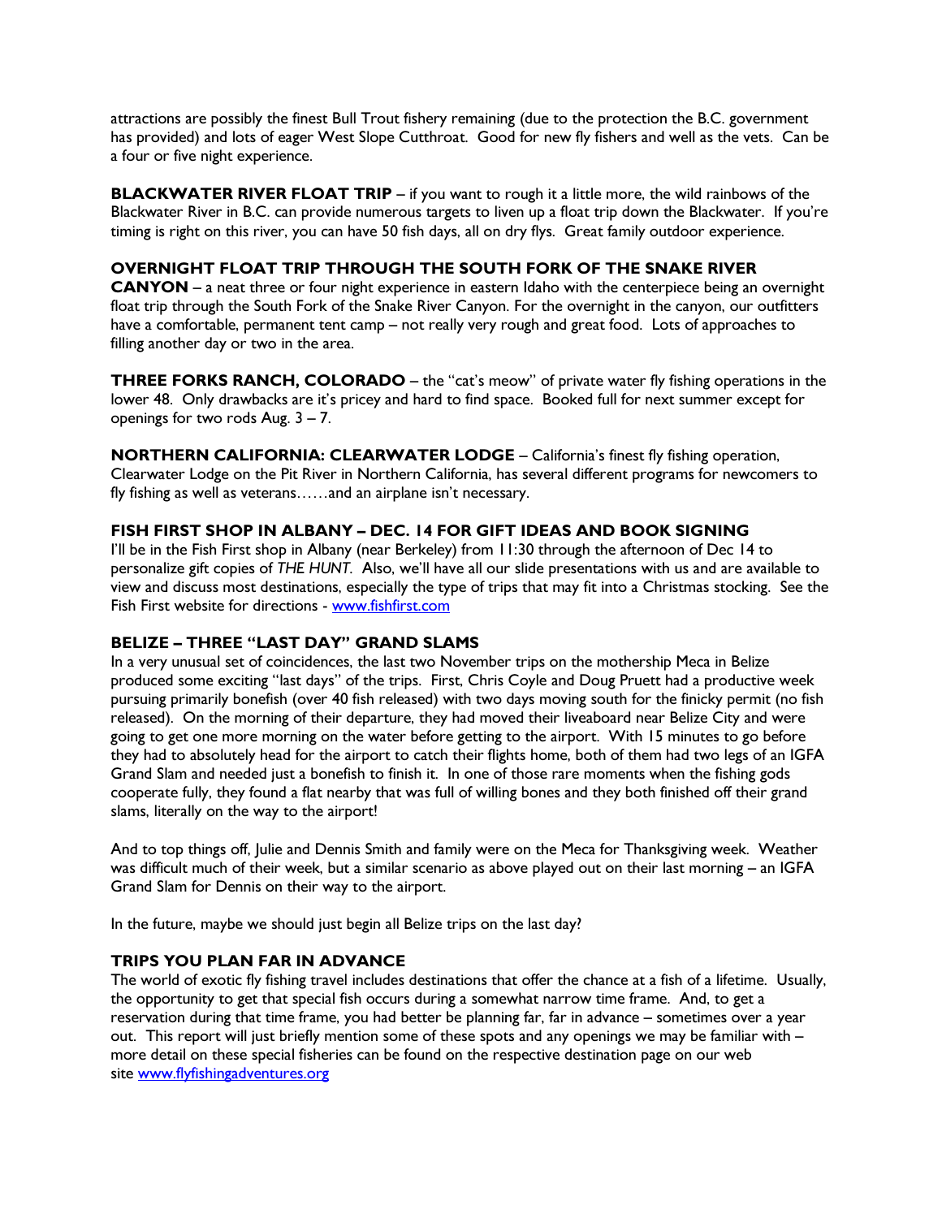attractions are possibly the finest Bull Trout fishery remaining (due to the protection the B.C. government has provided) and lots of eager West Slope Cutthroat. Good for new fly fishers and well as the vets. Can be a four or five night experience.

**BLACKWATER RIVER FLOAT TRIP** – if you want to rough it a little more, the wild rainbows of the Blackwater River in B.C. can provide numerous targets to liven up a float trip down the Blackwater. If you're timing is right on this river, you can have 50 fish days, all on dry flys. Great family outdoor experience.

**OVERNIGHT FLOAT TRIP THROUGH THE SOUTH FORK OF THE SNAKE RIVER CANYON** – a neat three or four night experience in eastern Idaho with the centerpiece being an overnight float trip through the South Fork of the Snake River Canyon. For the overnight in the canyon, our outfitters have a comfortable, permanent tent camp – not really very rough and great food. Lots of approaches to filling another day or two in the area.

**THREE FORKS RANCH, COLORADO** – the "cat's meow" of private water fly fishing operations in the lower 48. Only drawbacks are it's pricey and hard to find space. Booked full for next summer except for openings for two rods Aug. 3 – 7.

**NORTHERN CALIFORNIA: CLEARWATER LODGE** – California's finest fly fishing operation, Clearwater Lodge on the Pit River in Northern California, has several different programs for newcomers to fly fishing as well as veterans……and an airplane isn't necessary.

### FISH FIRST SHOP IN ALBANY – DEC. 14 FOR GIFT IDEAS AND BOOK SIGNING

I'll be in the Fish First shop in Albany (near Berkeley) from 11:30 through the afternoon of Dec 14 to personalize gift copies of *THE HUNT*. Also, we'll have all our slide presentations with us and are available to view and discuss most destinations, especially the type of trips that may fit into a Christmas stocking. See the Fish First website for directions - [www.fishfirst.com](http://www.fishfirst.com)

### BELIZE – THREE "LAST DAY" GRAND SLAMS

In a very unusual set of coincidences, the last two November trips on the mothership Meca in Belize produced some exciting "last days" of the trips. First, Chris Coyle and Doug Pruett had a productive week pursuing primarily bonefish (over 40 fish released) with two days moving south for the finicky permit (no fish released). On the morning of their departure, they had moved their liveaboard near Belize City and were going to get one more morning on the water before getting to the airport. With 15 minutes to go before they had to absolutely head for the airport to catch their flights home, both of them had two legs of an IGFA Grand Slam and needed just a bonefish to finish it. In one of those rare moments when the fishing gods cooperate fully, they found a flat nearby that was full of willing bones and they both finished off their grand slams, literally on the way to the airport!

And to top things off, Julie and Dennis Smith and family were on the Meca for Thanksgiving week. Weather was difficult much of their week, but a similar scenario as above played out on their last morning – an IGFA Grand Slam for Dennis on their way to the airport.

In the future, maybe we should just begin all Belize trips on the last day?

### TRIPS YOU PLAN FAR IN ADVANCE

The world of exotic fly fishing travel includes destinations that offer the chance at a fish of a lifetime. Usually, the opportunity to get that special fish occurs during a somewhat narrow time frame. And, to get a reservation during that time frame, you had better be planning far, far in advance – sometimes over a year out. This report will just briefly mention some of these spots and any openings we may be familiar with – more detail on these special fisheries can be found on the respective destination page on our web site [www.flyfishingadventures.org](http://www.flyfishingadventures.org)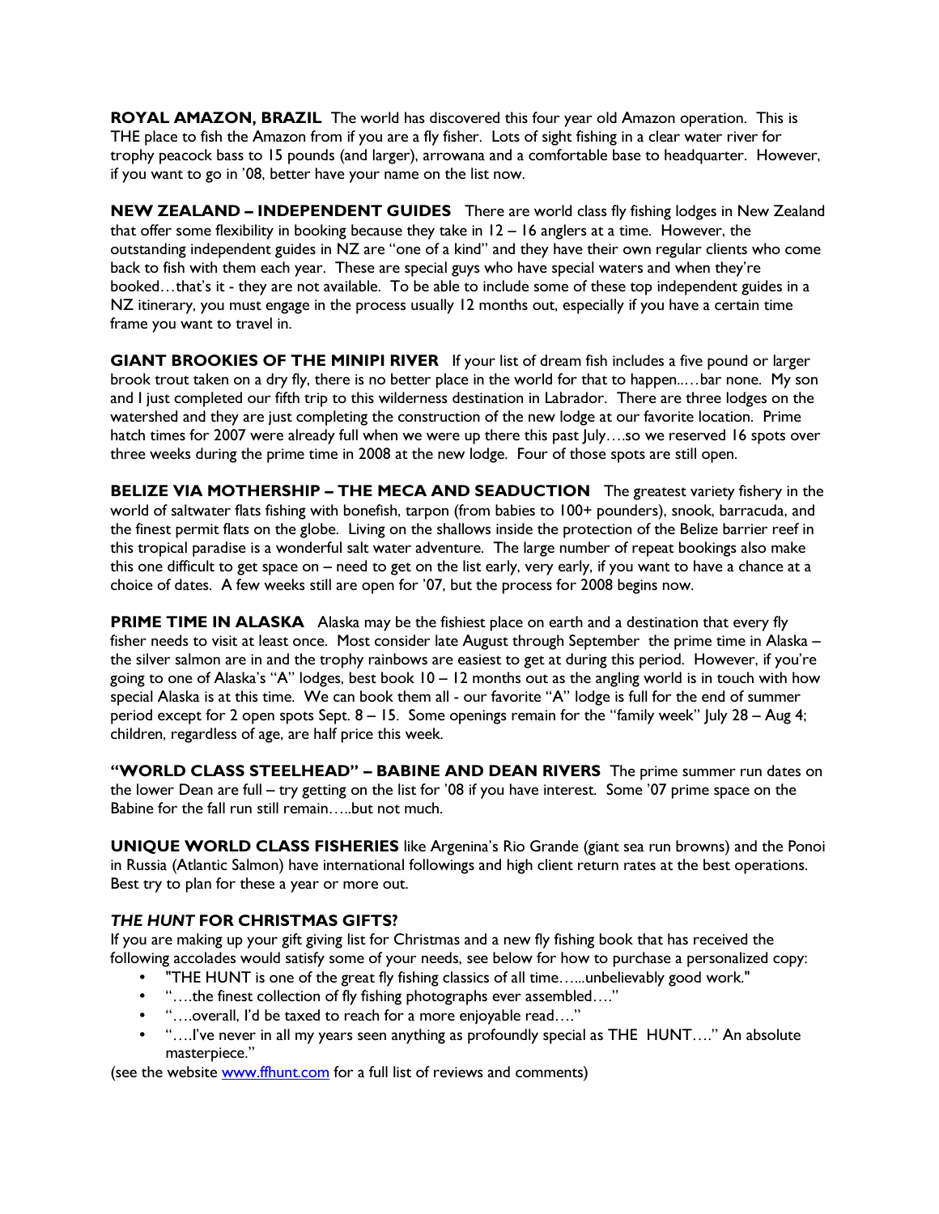**ROYAL AMAZON, BRAZIL** The world has discovered this four year old Amazon operation. This is THE place to fish the Amazon from if you are a fly fisher. Lots of sight fishing in a clear water river for trophy peacock bass to 15 pounds (and larger), arrowana and a comfortable base to headquarter. However, if you want to go in '08, better have your name on the list now.

**NEW ZEALAND – INDEPENDENT GUIDES** There are world class fly fishing lodges in New Zealand that offer some flexibility in booking because they take in 12 – 16 anglers at a time. However, the outstanding independent guides in NZ are "one of a kind" and they have their own regular clients who come back to fish with them each year. These are special guys who have special waters and when they're booked…that's it - they are not available. To be able to include some of these top independent guides in a NZ itinerary, you must engage in the process usually 12 months out, especially if you have a certain time frame you want to travel in.

**GIANT BROOKIES OF THE MINIPI RIVER** If your list of dream fish includes a five pound or larger brook trout taken on a dry fly, there is no better place in the world for that to happen..…bar none. My son and I just completed our fifth trip to this wilderness destination in Labrador. There are three lodges on the watershed and they are just completing the construction of the new lodge at our favorite location. Prime hatch times for 2007 were already full when we were up there this past July….so we reserved 16 spots over three weeks during the prime time in 2008 at the new lodge. Four of those spots are still open.

**BELIZE VIA MOTHERSHIP – THE MECA AND SEADUCTION** The greatest variety fishery in the world of saltwater flats fishing with bonefish, tarpon (from babies to 100+ pounders), snook, barracuda, and the finest permit flats on the globe. Living on the shallows inside the protection of the Belize barrier reef in this tropical paradise is a wonderful salt water adventure. The large number of repeat bookings also make this one difficult to get space on – need to get on the list early, very early, if you want to have a chance at a choice of dates. A few weeks still are open for '07, but the process for 2008 begins now.

**PRIME TIME IN ALASKA** Alaska may be the fishiest place on earth and a destination that every fly fisher needs to visit at least once. Most consider late August through September the prime time in Alaska – the silver salmon are in and the trophy rainbows are easiest to get at during this period. However, if you're going to one of Alaska's "A" lodges, best book 10 – 12 months out as the angling world is in touch with how special Alaska is at this time. We can book them all - our favorite "A" lodge is full for the end of summer period except for 2 open spots Sept. 8 – 15. Some openings remain for the "family week" July 28 – Aug 4; children, regardless of age, are half price this week.

**"WORLD CLASS STEELHEAD" – BABINE AND DEAN RIVERS** The prime summer run dates on the lower Dean are full – try getting on the list for '08 if you have interest. Some '07 prime space on the Babine for the fall run still remain…..but not much.

**UNIQUE WORLD CLASS FISHERIES** like Argenina's Rio Grande (giant sea run browns) and the Ponoi in Russia (Atlantic Salmon) have international followings and high client return rates at the best operations. Best try to plan for these a year or more out.

***THE HUNT* FOR CHRISTMAS GIFTS?**

If you are making up your gift giving list for Christmas and a new fly fishing book that has received the following accolades would satisfy some of your needs, see below for how to purchase a personalized copy:

- "THE HUNT is one of the great fly fishing classics of all time…...unbelievably good work."
- "….the finest collection of fly fishing photographs ever assembled…."
- "….overall, I'd be taxed to reach for a more enjoyable read…."
- "….I've never in all my years seen anything as profoundly special as THE HUNT…." An absolute masterpiece."

(see the website www.ffhunt.com for a full list of reviews and comments)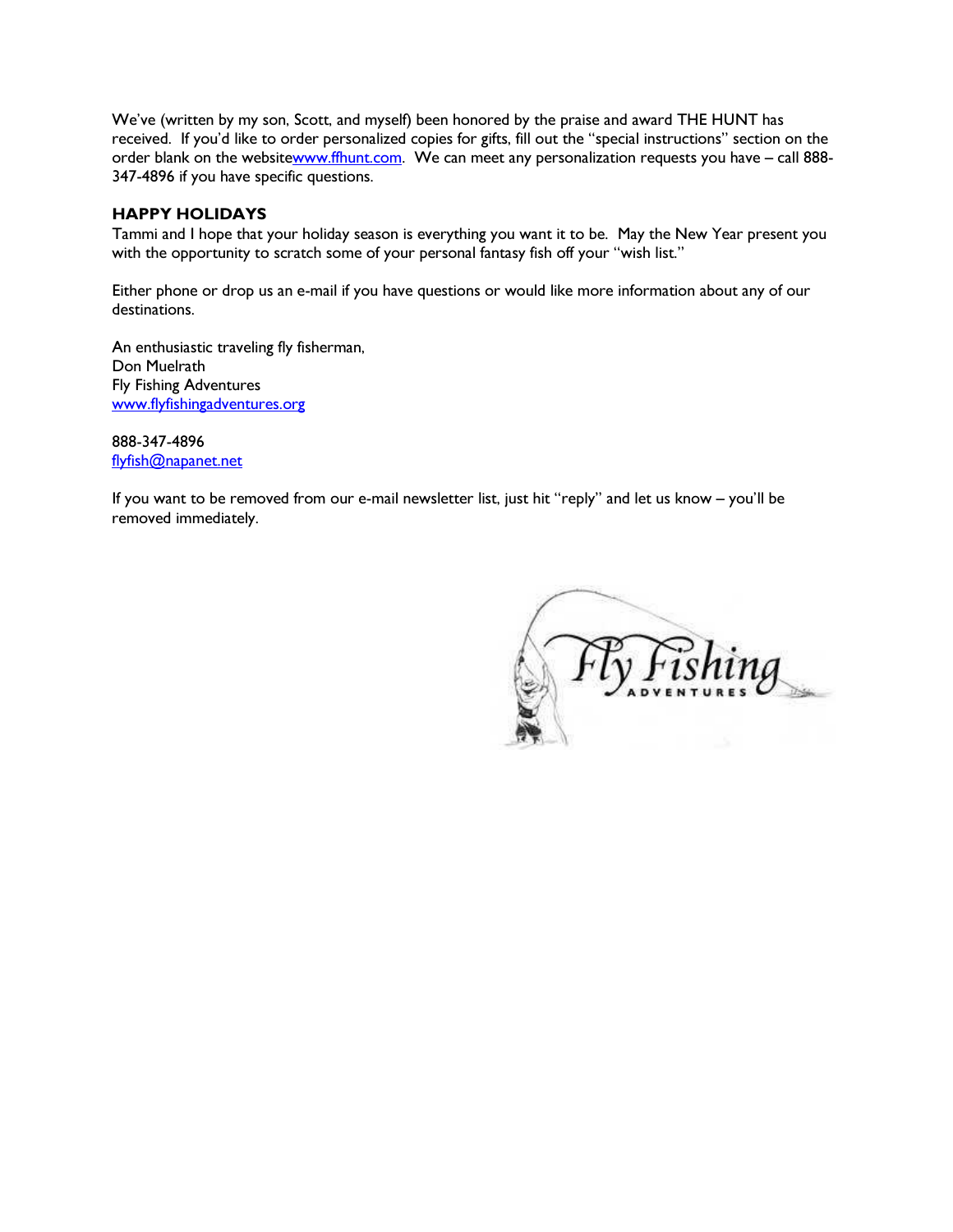We've (written by my son, Scott, and myself) been honored by the praise and award THE HUNT has received. If you'd like to order personalized copies for gifts, fill out the "special instructions" section on the order blank on the websitewww.ffhunt.com. We can meet any personalization requests you have – call 888-347-4896 if you have specific questions.

**HAPPY HOLIDAYS**

Tammi and I hope that your holiday season is everything you want it to be. May the New Year present you with the opportunity to scratch some of your personal fantasy fish off your "wish list."

Either phone or drop us an e-mail if you have questions or would like more information about any of our destinations.

An enthusiastic traveling fly fisherman,
Don Muelrath
Fly Fishing Adventures
www.flyfishingadventures.org

888-347-4896
flyfish@napanet.net

If you want to be removed from our e-mail newsletter list, just hit "reply" and let us know – you'll be removed immediately.

Fly Fishing
ADVENTURES